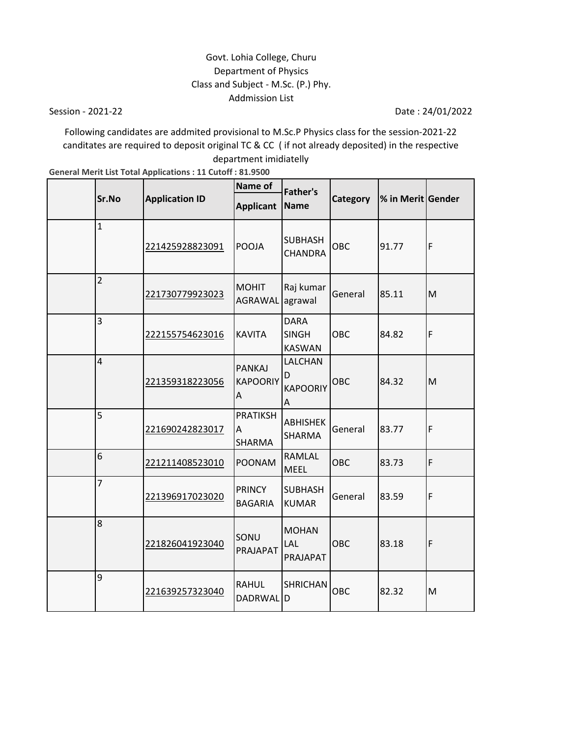Govt. Lohia College, Churu

Department of Physics

Class and Subject - M.Sc. (P.) Phy.

Addmission List

Session - 2021-22

Date : 24/01/2022

Following candidates are addmited provisional to M.Sc.P Physics class for the session-2021-22 canditates are required to deposit original TC & CC ( if not already deposited) in the respective department imidiatelly

**General Merit List Total Applications : 11 Cutoff : 81.9500**

| | Sr.No | Application ID | Name of Applicant | Father's Name | Category | % in Merit | Gender |
|---|---|---|---|---|---|---|---|
| | 1 | 221425928823091 | POOJA | SUBHASH CHANDRA | OBC | 91.77 | F |
| | 2 | 221730779923023 | MOHIT AGRAWAL | Raj kumar agrawal | General | 85.11 | M |
| | 3 | 222155754623016 | KAVITA | DARA SINGH KASWAN | OBC | 84.82 | F |
| | 4 | 221359318223056 | PANKAJ KAPOORIYA | LALCHAND KAPOORIYA | OBC | 84.32 | M |
| | 5 | 221690242823017 | PRATIKSHA SHARMA | ABHISHEK SHARMA | General | 83.77 | F |
| | 6 | 221211408523010 | POONAM | RAMLAL MEEL | OBC | 83.73 | F |
| | 7 | 221396917023020 | PRINCY BAGARIA | SUBHASH KUMAR | General | 83.59 | F |
| | 8 | 221826041923040 | SONU PRAJAPAT | MOHAN LAL PRAJAPAT | OBC | 83.18 | F |
| | 9 | 221639257323040 | RAHUL DADRWAL | SHRICHAND | OBC | 82.32 | M |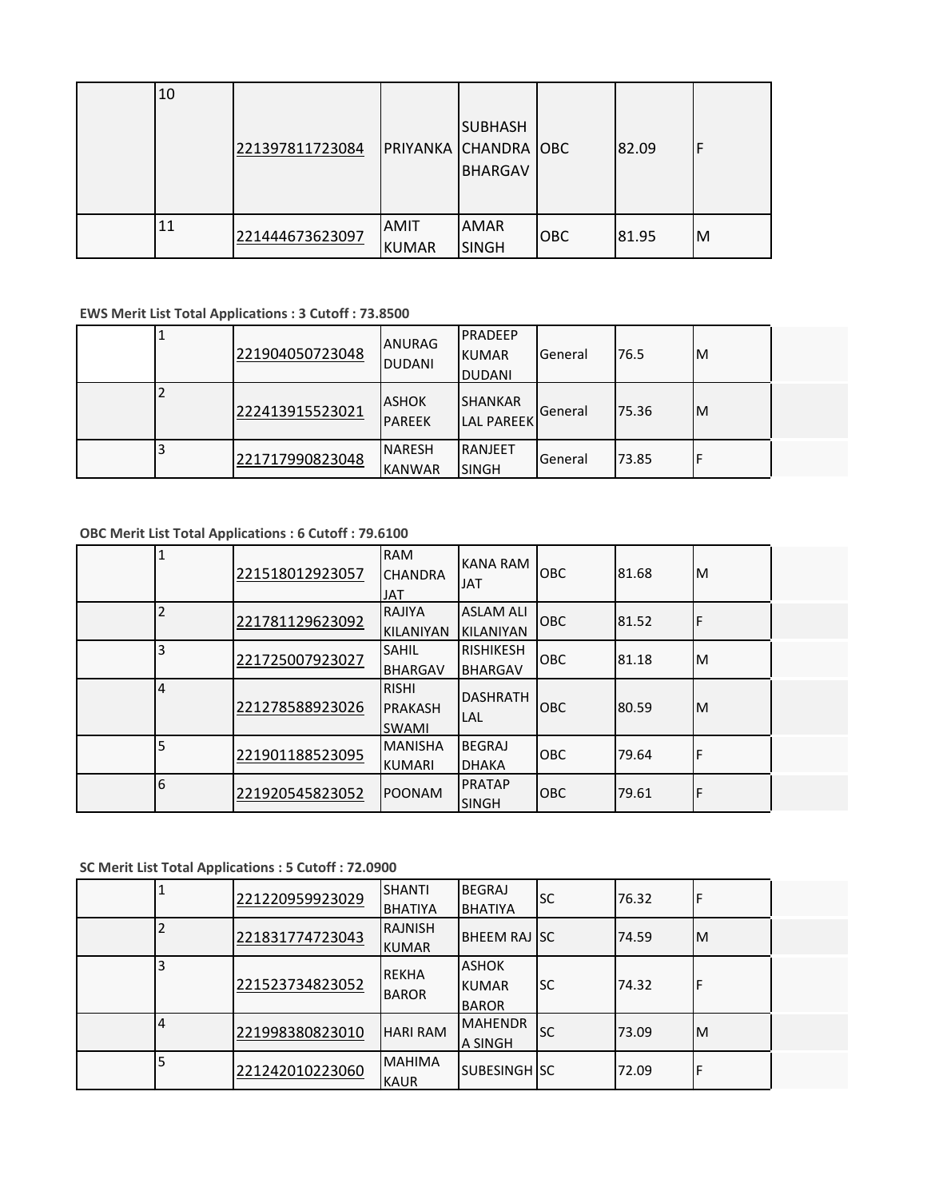|  | 10 | 221397811723084 | PRIYANKA | SUBHASH CHANDRA BHARGAV | OBC | 82.09 | F |
|---|---|---|---|---|---|---|---|
|  | 11 | 221444673623097 | AMIT KUMAR | AMAR SINGH | OBC | 81.95 | M |

**EWS Merit List Total Applications : 3 Cutoff : 73.8500**

|  | 1 | 221904050723048 | ANURAG DUDANI | PRADEEP KUMAR DUDANI | General | 76.5 | M |  |
|---|---|---|---|---|---|---|---|---|
|  | 2 | 222413915523021 | ASHOK PAREEK | SHANKAR LAL PAREEK | General | 75.36 | M |  |
|  | 3 | 221717990823048 | NARESH KANWAR | RANJEET SINGH | General | 73.85 | F |  |

**OBC Merit List Total Applications : 6 Cutoff : 79.6100**

|  | 1 | 221518012923057 | RAM CHANDRA JAT | KANA RAM JAT | OBC | 81.68 | M |  |
|---|---|---|---|---|---|---|---|---|
|  | 2 | 221781129623092 | RAJIYA KILANIYAN | ASLAM ALI KILANIYAN | OBC | 81.52 | F |  |
|  | 3 | 221725007923027 | SAHIL BHARGAV | RISHIKESH BHARGAV | OBC | 81.18 | M |  |
|  | 4 | 221278588923026 | RISHI PRAKASH SWAMI | DASHRATH LAL | OBC | 80.59 | M |  |
|  | 5 | 221901188523095 | MANISHA KUMARI | BEGRAJ DHAKA | OBC | 79.64 | F |  |
|  | 6 | 221920545823052 | POONAM | PRATAP SINGH | OBC | 79.61 | F |  |

**SC Merit List Total Applications : 5 Cutoff : 72.0900**

|  | 1 | 221220959923029 | SHANTI BHATIYA | BEGRAJ BHATIYA | SC | 76.32 | F |  |
|---|---|---|---|---|---|---|---|---|
|  | 2 | 221831774723043 | RAJNISH KUMAR | BHEEM RAJ | SC | 74.59 | M |  |
|  | 3 | 221523734823052 | REKHA BAROR | ASHOK KUMAR BAROR | SC | 74.32 | F |  |
|  | 4 | 221998380823010 | HARI RAM | MAHENDRA SINGH | SC | 73.09 | M |  |
|  | 5 | 221242010223060 | MAHIMA KAUR | SUBESINGH | SC | 72.09 | F |  |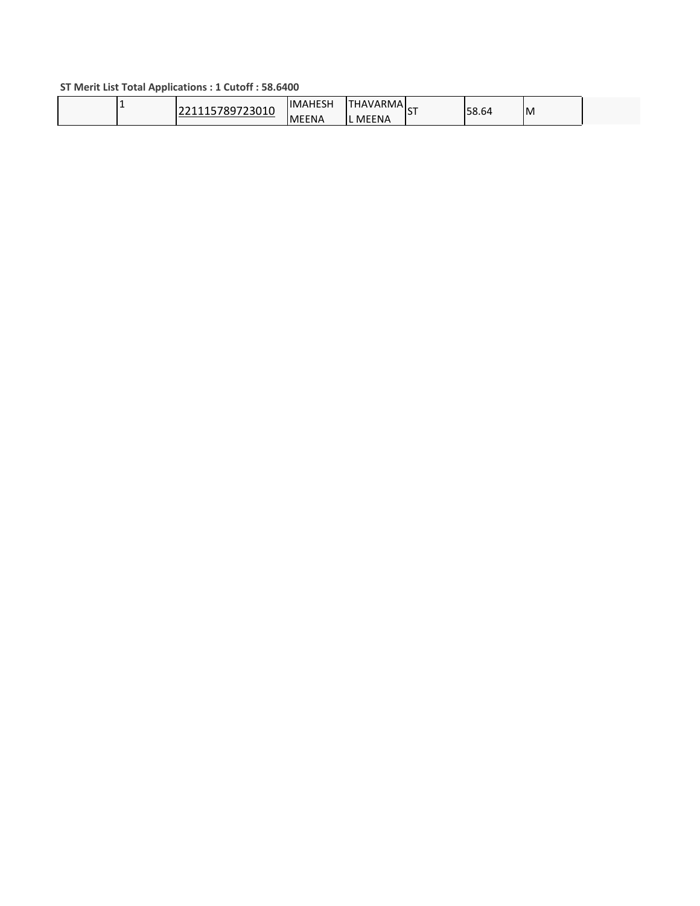**ST Merit List Total Applications : 1 Cutoff : 58.6400**

| | | | | | | | | |
|---|---|---|---|---|---|---|---|---|
| | 1 | 221115789723010 | IMAHESH MEENA | THAVARMAL MEENA | ST | 58.64 | M | |